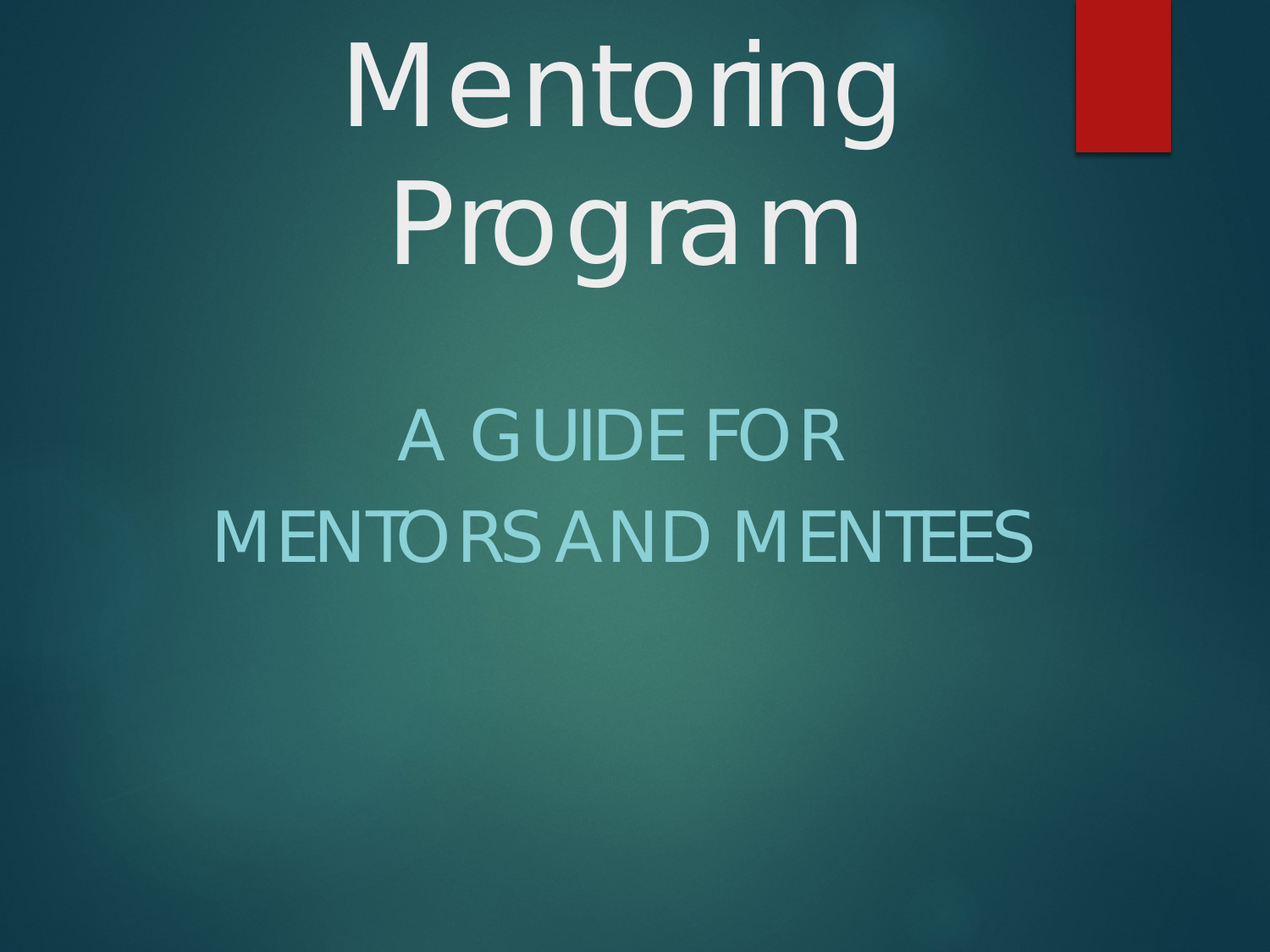# Mentoring Program

## A GUIDE FOR MENTORS AND MENTEES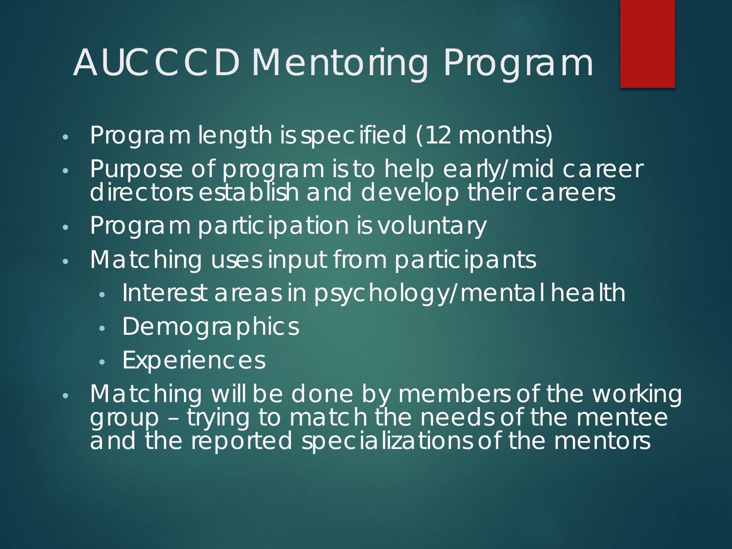# AUCCCD Mentoring Program

- Program length is specified (12 months)
- Purpose of program is to help early/mid career directors establish and develop their careers
- Program participation is voluntary
- Matching uses input from participants
  - Interest areas in psychology/mental health
  - Demographics
  - Experiences
- Matching will be done by members of the working group – trying to match the needs of the mentee and the reported specializations of the mentors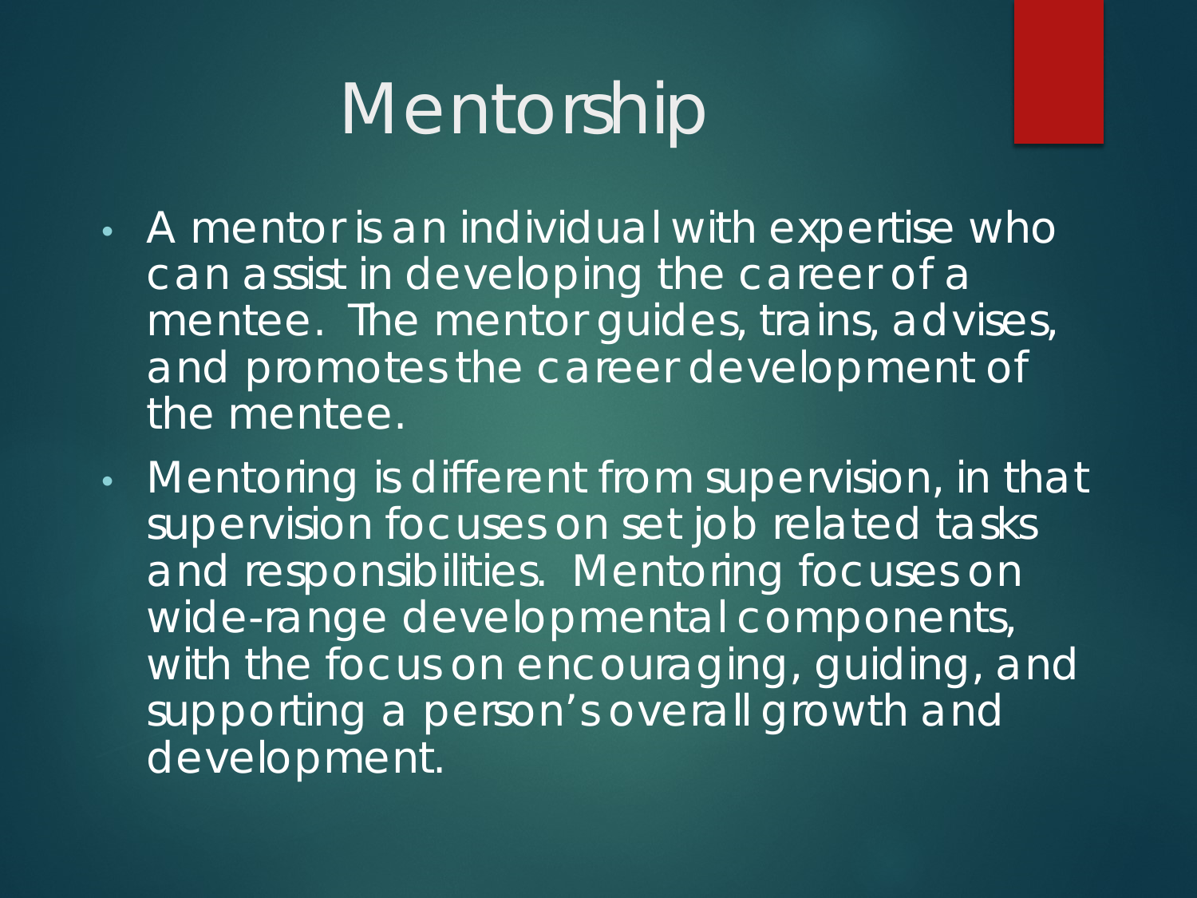# Mentorship

- A mentor is an individual with expertise who can assist in developing the career of a mentee. The mentor guides, trains, advises, and promotes the career development of the mentee.
- Mentoring is different from supervision, in that supervision focuses on set job related tasks and responsibilities. Mentoring focuses on wide-range developmental components, with the focus on encouraging, guiding, and supporting a person's overall growth and development.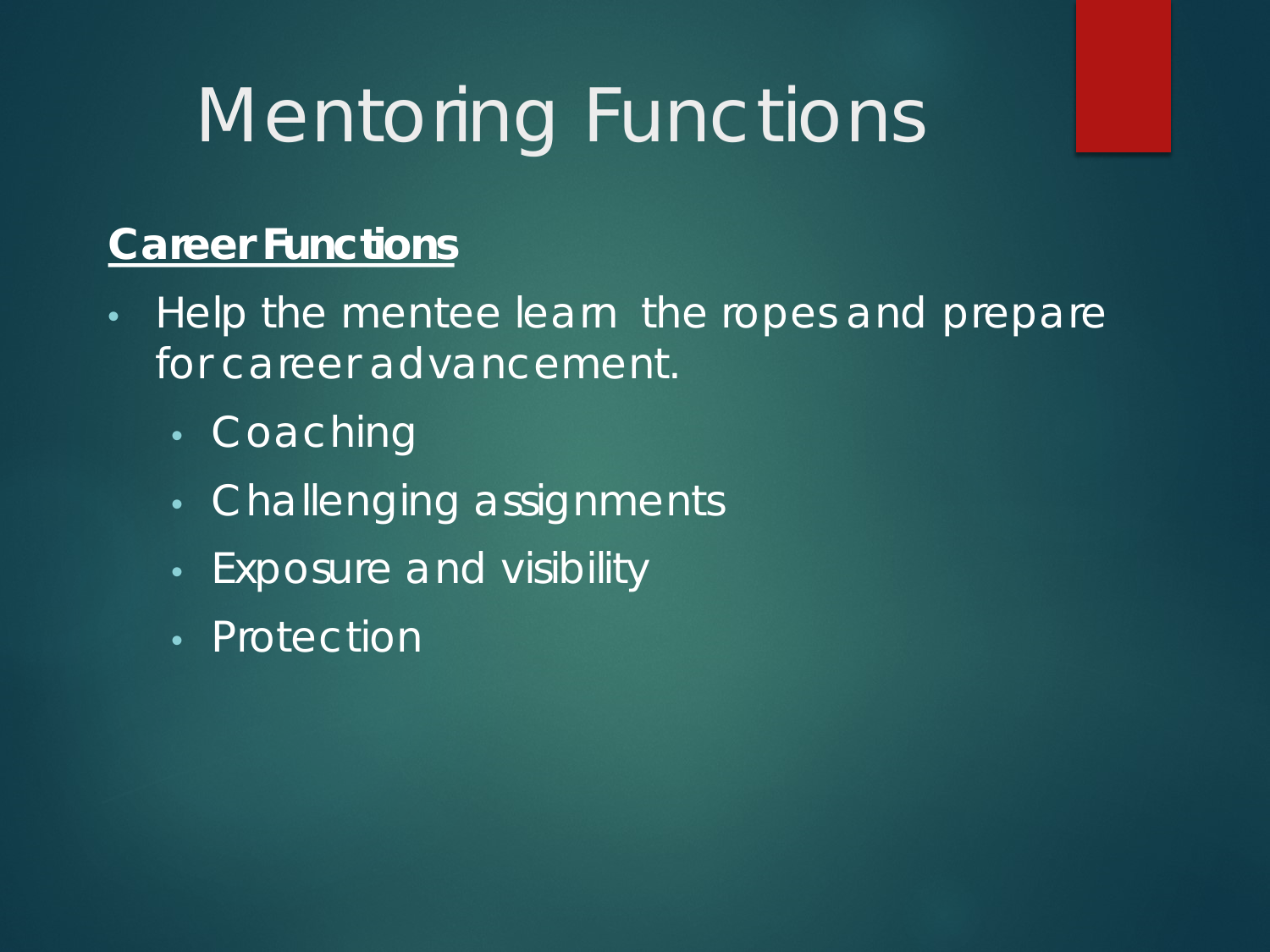# Mentoring Functions

**Career Functions**

- Help the mentee learn the ropes and prepare for career advancement.
  - Coaching
  - Challenging assignments
  - Exposure and visibility
  - Protection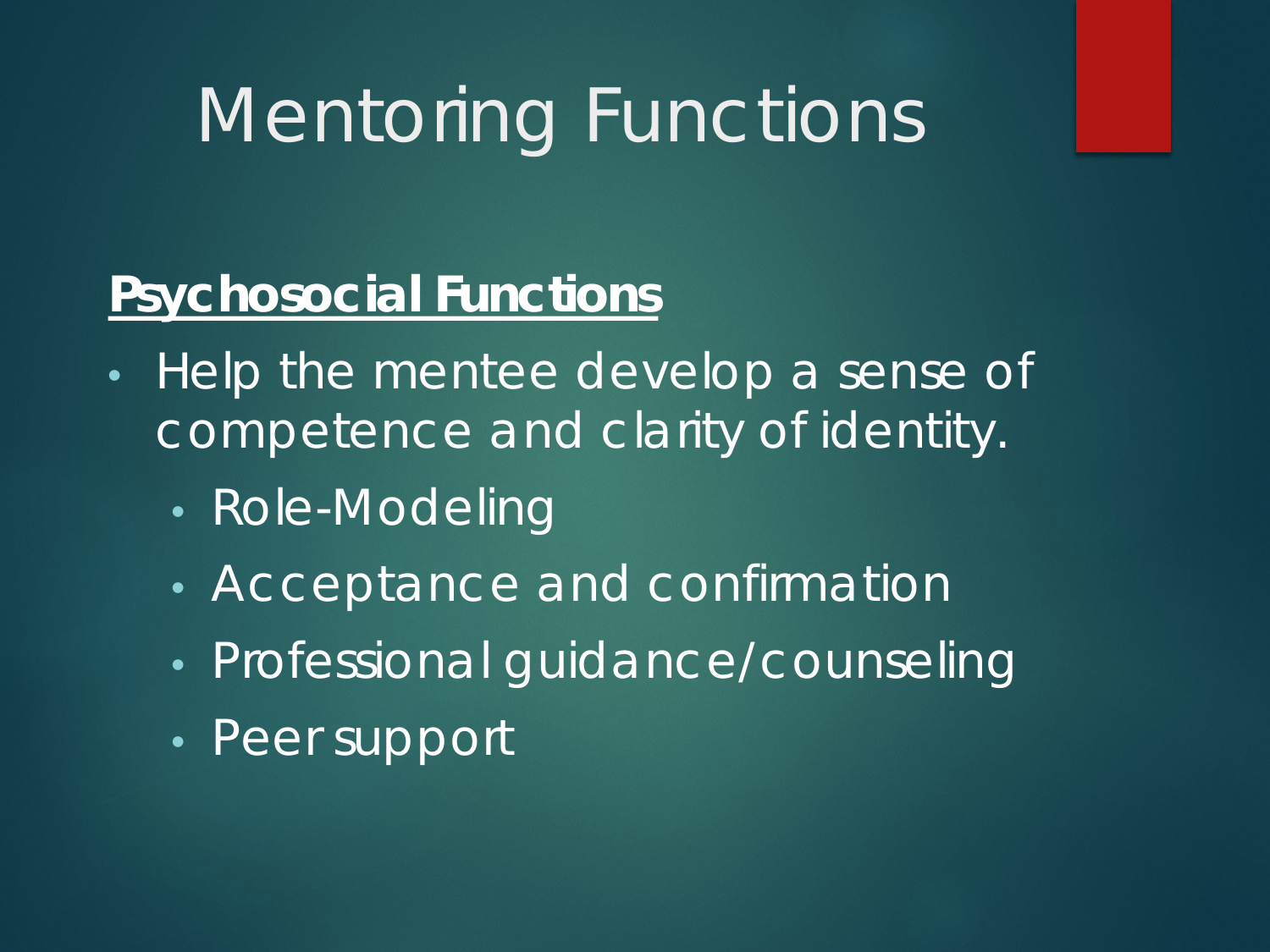# Mentoring Functions

**Psychosocial Functions**

- Help the mentee develop a sense of competence and clarity of identity.
  - Role-Modeling
  - Acceptance and confirmation
  - Professional guidance/counseling
  - Peer support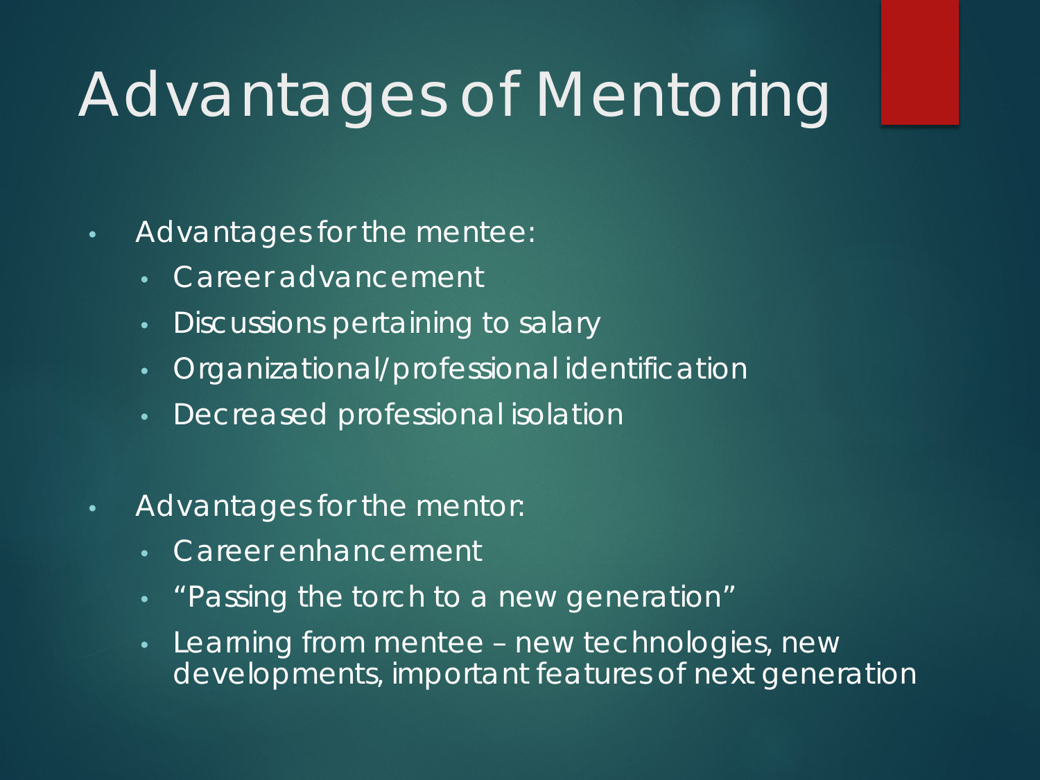# Advantages of Mentoring

- Advantages for the mentee:
  - Career advancement
  - Discussions pertaining to salary
  - Organizational/professional identification
  - Decreased professional isolation

- Advantages for the mentor:
  - Career enhancement
  - "Passing the torch to a new generation"
  - Learning from mentee – new technologies, new developments, important features of next generation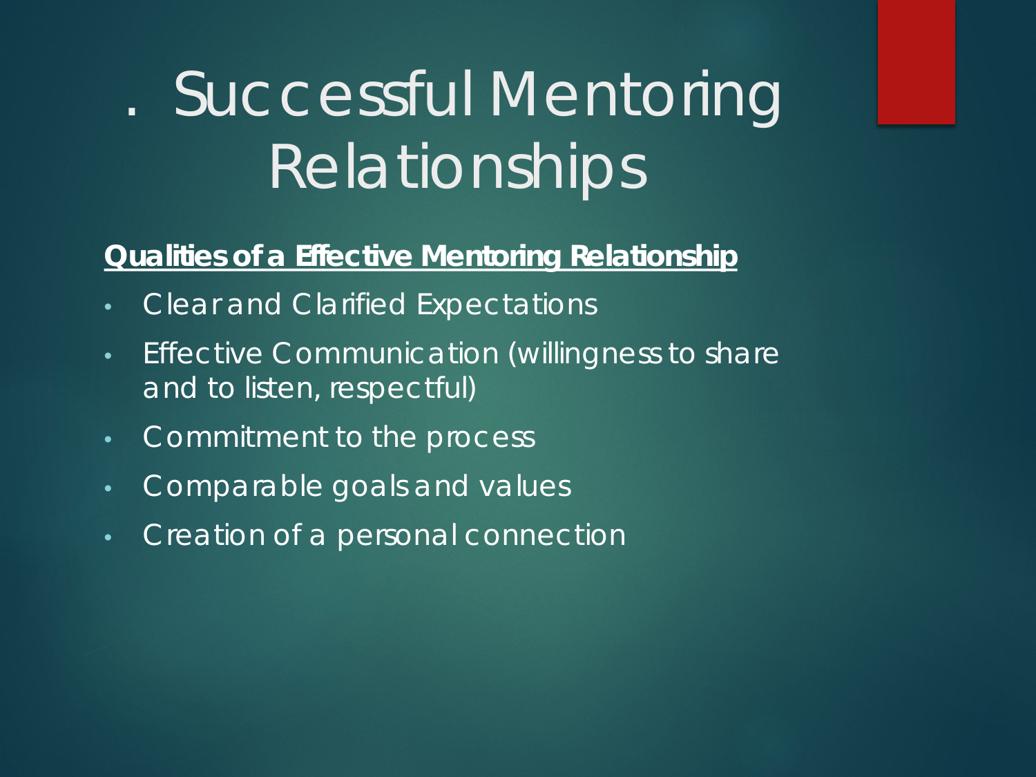# . Successful Mentoring Relationships

**Qualities of a Effective Mentoring Relationship**

- Clear and Clarified Expectations
- Effective Communication (willingness to share and to listen, respectful)
- Commitment to the process
- Comparable goals and values
- Creation of a personal connection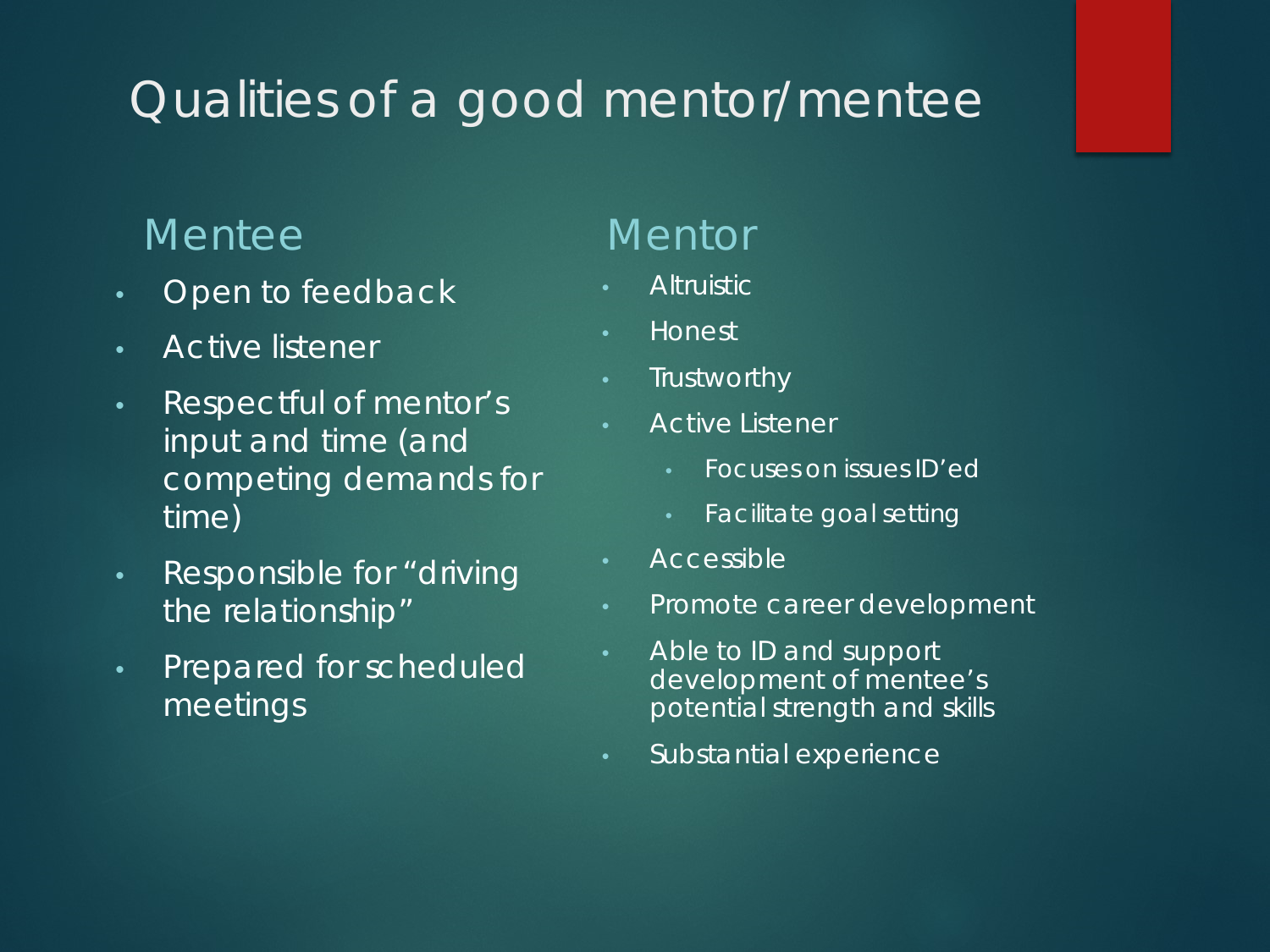# Qualities of a good mentor/mentee

## Mentee

- Open to feedback
- Active listener
- Respectful of mentor's input and time (and competing demands for time)
- Responsible for "driving the relationship"
- Prepared for scheduled meetings

## Mentor

- Altruistic
- Honest
- Trustworthy
- Active Listener
  - Focuses on issues ID'ed
  - Facilitate goal setting
- Accessible
- Promote career development
- Able to ID and support development of mentee's potential strength and skills
- Substantial experience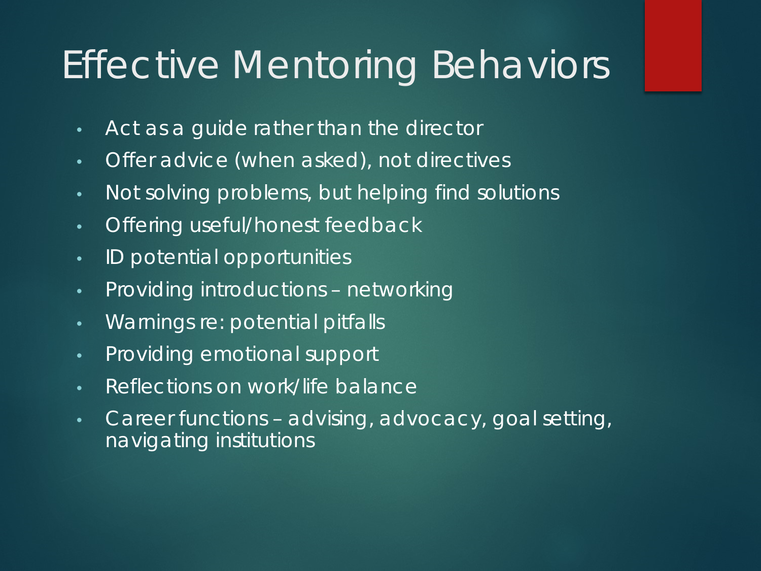# Effective Mentoring Behaviors

- Act as a guide rather than the director
- Offer advice (when asked), not directives
- Not solving problems, but helping find solutions
- Offering useful/honest feedback
- ID potential opportunities
- Providing introductions – networking
- Warnings re: potential pitfalls
- Providing emotional support
- Reflections on work/life balance
- Career functions – advising, advocacy, goal setting, navigating institutions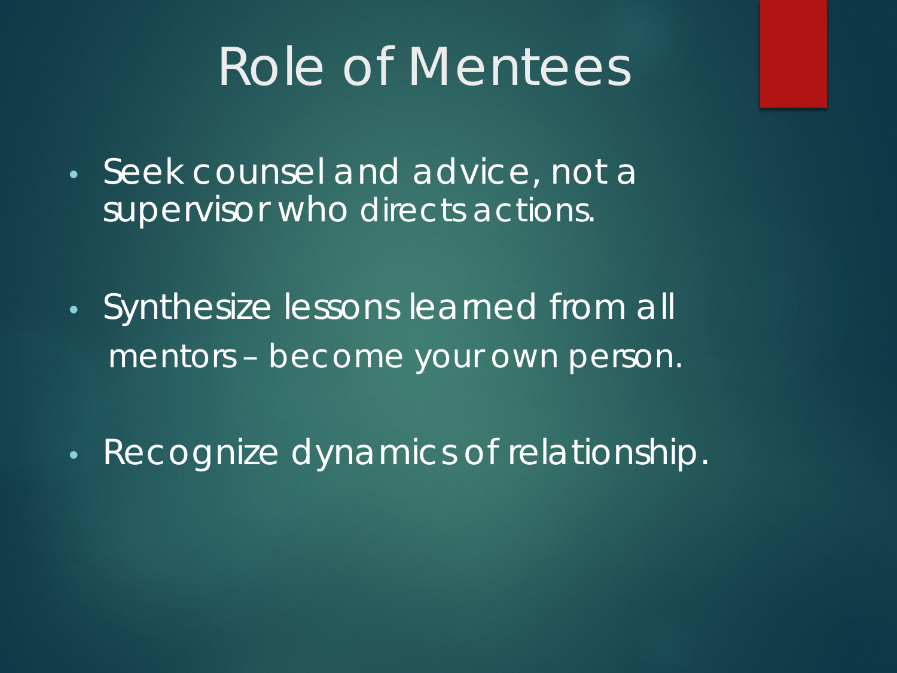# Role of Mentees

- Seek counsel and advice, not a supervisor who directs actions.
- Synthesize lessons learned from all mentors – become your own person.
- Recognize dynamics of relationship.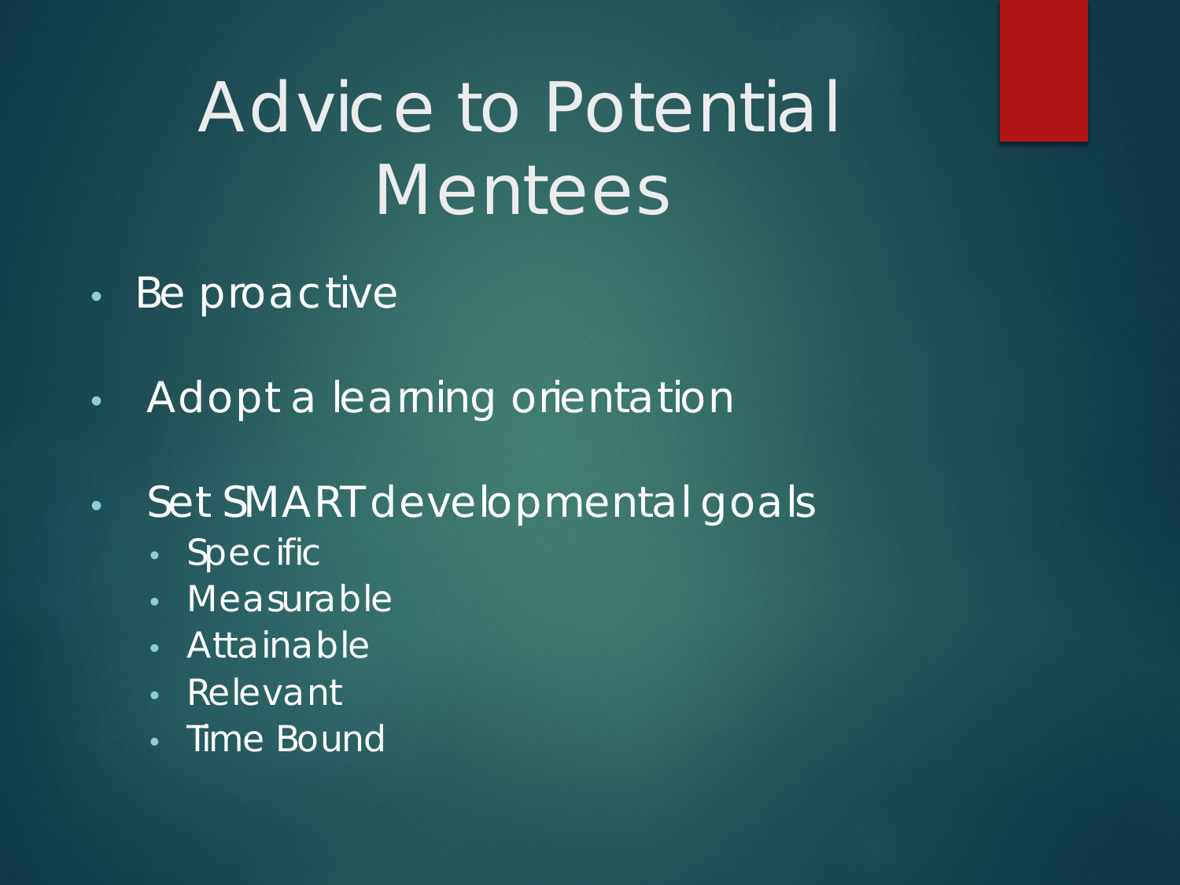# Advice to Potential Mentees

- Be proactive
- Adopt a learning orientation
- Set SMART developmental goals
  - Specific
  - Measurable
  - Attainable
  - Relevant
  - Time Bound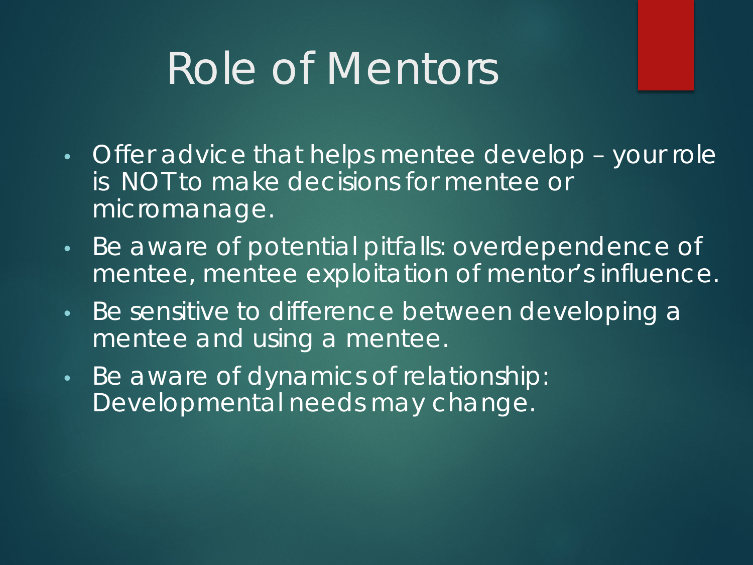# Role of Mentors

- Offer advice that helps mentee develop – your role is NOT to make decisions for mentee or micromanage.
- Be aware of potential pitfalls: overdependence of mentee, mentee exploitation of mentor's influence.
- Be sensitive to difference between developing a mentee and using a mentee.
- Be aware of dynamics of relationship: Developmental needs may change.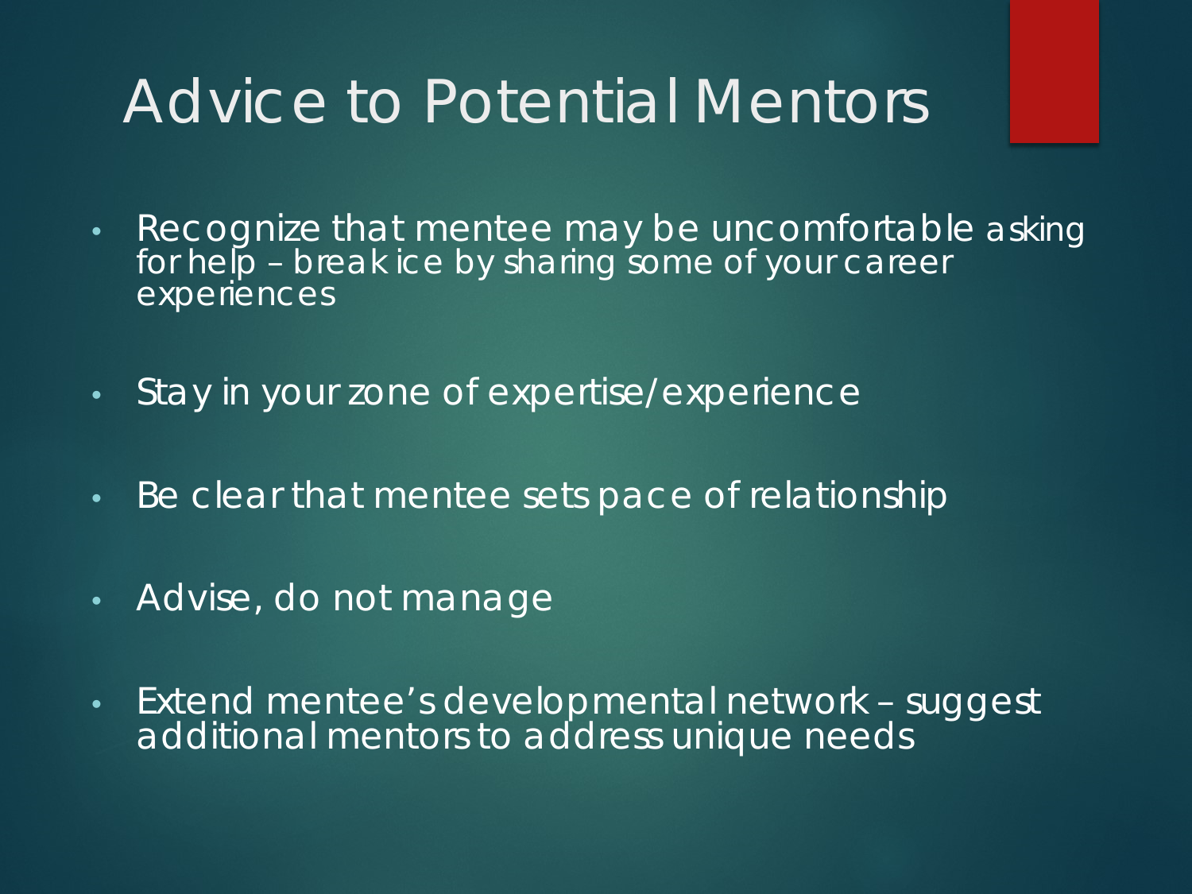# Advice to Potential Mentors

- Recognize that mentee may be uncomfortable asking for help – break ice by sharing some of your career experiences
- Stay in your zone of expertise/experience
- Be clear that mentee sets pace of relationship
- Advise, do not manage
- Extend mentee’s developmental network – suggest additional mentors to address unique needs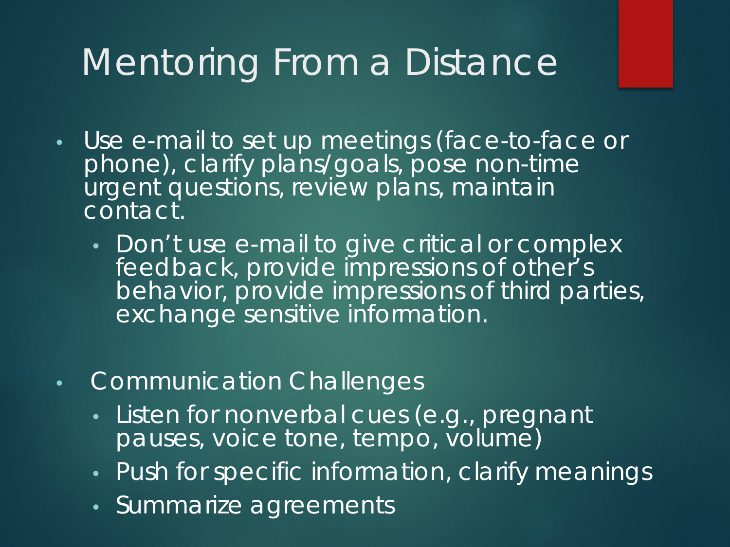# Mentoring From a Distance

- Use e-mail to set up meetings (face-to-face or phone), clarify plans/goals, pose non-time urgent questions, review plans, maintain contact.
  - Don't use e-mail to give critical or complex feedback, provide impressions of other's behavior, provide impressions of third parties, exchange sensitive information.

- Communication Challenges
  - Listen for nonverbal cues (e.g., pregnant pauses, voice tone, tempo, volume)
  - Push for specific information, clarify meanings
  - Summarize agreements